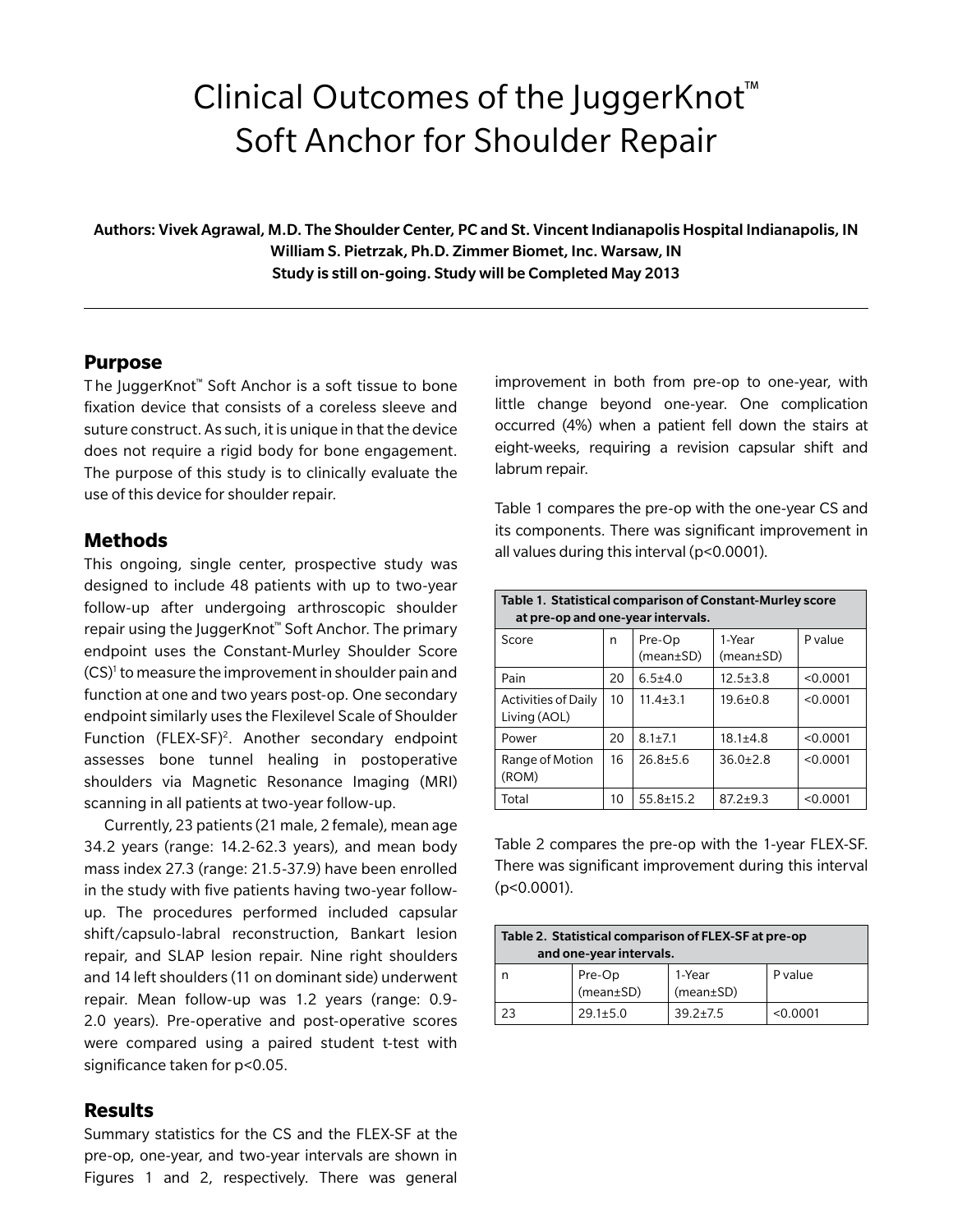# Clinical Outcomes of the JuggerKnot™ Soft Anchor for Shoulder Repair

**Authors: Vivek Agrawal, M.D. The Shoulder Center, PC and St. Vincent Indianapolis Hospital Indianapolis, IN**
**William S. Pietrzak, Ph.D. Zimmer Biomet, Inc. Warsaw, IN**
**Study is still on-going. Study will be Completed May 2013**

## Purpose

The JuggerKnot™ Soft Anchor is a soft tissue to bone fixation device that consists of a coreless sleeve and suture construct. As such, it is unique in that the device does not require a rigid body for bone engagement. The purpose of this study is to clinically evaluate the use of this device for shoulder repair.

## Methods

This ongoing, single center, prospective study was designed to include 48 patients with up to two-year follow-up after undergoing arthroscopic shoulder repair using the JuggerKnot™ Soft Anchor. The primary endpoint uses the Constant-Murley Shoulder Score (CS)[1] to measure the improvement in shoulder pain and function at one and two years post-op. One secondary endpoint similarly uses the Flexilevel Scale of Shoulder Function (FLEX-SF)[2]. Another secondary endpoint assesses bone tunnel healing in postoperative shoulders via Magnetic Resonance Imaging (MRI) scanning in all patients at two-year follow-up.

Currently, 23 patients (21 male, 2 female), mean age 34.2 years (range: 14.2-62.3 years), and mean body mass index 27.3 (range: 21.5-37.9) have been enrolled in the study with five patients having two-year follow-up. The procedures performed included capsular shift/capsulo-labral reconstruction, Bankart lesion repair, and SLAP lesion repair. Nine right shoulders and 14 left shoulders (11 on dominant side) underwent repair. Mean follow-up was 1.2 years (range: 0.9-2.0 years). Pre-operative and post-operative scores were compared using a paired student t-test with significance taken for $p<0.05$.

## Results

Summary statistics for the CS and the FLEX-SF at the pre-op, one-year, and two-year intervals are shown in Figures 1 and 2, respectively. There was general improvement in both from pre-op to one-year, with little change beyond one-year. One complication occurred (4%) when a patient fell down the stairs at eight-weeks, requiring a revision capsular shift and labrum repair.

Table 1 compares the pre-op with the one-year CS and its components. There was significant improvement in all values during this interval ($p<0.0001$).

**Table 1. Statistical comparison of Constant-Murley score at pre-op and one-year intervals.**

| Score | n | Pre-Op (mean±SD) | 1-Year (mean±SD) | P value |
|---|---|---|---|---|
| Pain | 20 | 6.5±4.0 | 12.5±3.8 | <0.0001 |
| Activities of Daily Living (AOL) | 10 | 11.4±3.1 | 19.6±0.8 | <0.0001 |
| Power | 20 | 8.1±7.1 | 18.1±4.8 | <0.0001 |
| Range of Motion (ROM) | 16 | 26.8±5.6 | 36.0±2.8 | <0.0001 |
| Total | 10 | 55.8±15.2 | 87.2±9.3 | <0.0001 |

Table 2 compares the pre-op with the 1-year FLEX-SF. There was significant improvement during this interval ($p<0.0001$).

**Table 2. Statistical comparison of FLEX-SF at pre-op and one-year intervals.**

| n | Pre-Op (mean±SD) | 1-Year (mean±SD) | P value |
|---|---|---|---|
| 23 | 29.1±5.0 | 39.2±7.5 | <0.0001 |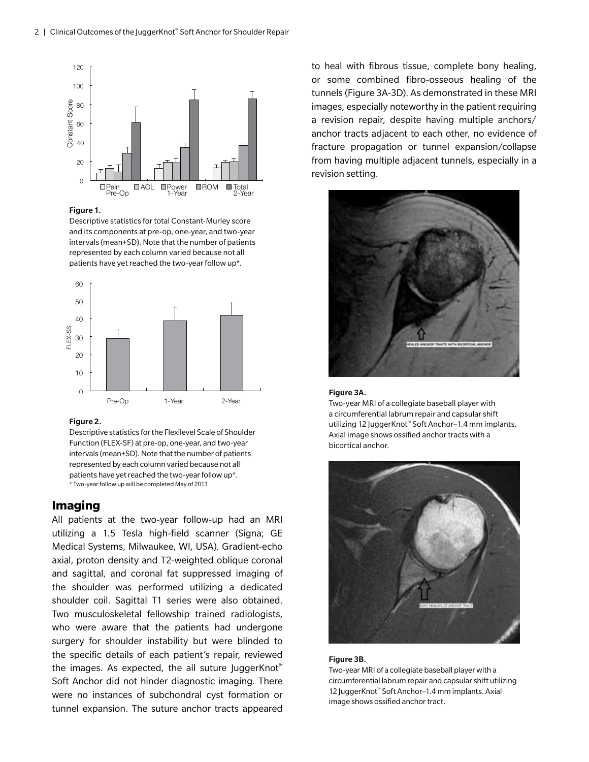**Figure 1.**
Descriptive statistics for total Constant-Murley score and its components at pre-op, one-year, and two-year intervals (mean+SD). Note that the number of patients represented by each column varied because not all patients have yet reached the two-year follow up*.

**Figure 2.**
Descriptive statistics for the Flexilevel Scale of Shoulder Function (FLEX-SF) at pre-op, one-year, and two-year intervals (mean+SD). Note that the number of patients represented by each column varied because not all patients have yet reached the two-year follow up*.
* Two-year follow up will be completed May of 2013

## Imaging

All patients at the two-year follow-up had an MRI utilizing a 1.5 Tesla high-field scanner (Signa; GE Medical Systems, Milwaukee, WI, USA). Gradient-echo axial, proton density and T2-weighted oblique coronal and sagittal, and coronal fat suppressed imaging of the shoulder was performed utilizing a dedicated shoulder coil. Sagittal T1 series were also obtained. Two musculoskeletal fellowship trained radiologists, who were aware that the patients had undergone surgery for shoulder instability but were blinded to the specific details of each patient's repair, reviewed the images. As expected, the all suture JuggerKnot™ Soft Anchor did not hinder diagnostic imaging. There were no instances of subchondral cyst formation or tunnel expansion. The suture anchor tracts appeared to heal with fibrous tissue, complete bony healing, or some combined fibro-osseous healing of the tunnels (Figure 3A-3D). As demonstrated in these MRI images, especially noteworthy in the patient requiring a revision repair, despite having multiple anchors/anchor tracts adjacent to each other, no evidence of fracture propagation or tunnel expansion/collapse from having multiple adjacent tunnels, especially in a revision setting.

**Figure 3A.**
Two-year MRI of a collegiate baseball player with a circumferential labrum repair and capsular shift utilizing 12 JuggerKnot™ Soft Anchor–1.4 mm implants. Axial image shows ossified anchor tracts with a bicortical anchor.

**Figure 3B.**
Two-year MRI of a collegiate baseball player with a circumferential labrum repair and capsular shift utilizing 12 JuggerKnot™ Soft Anchor–1.4 mm implants. Axial image shows ossified anchor tract.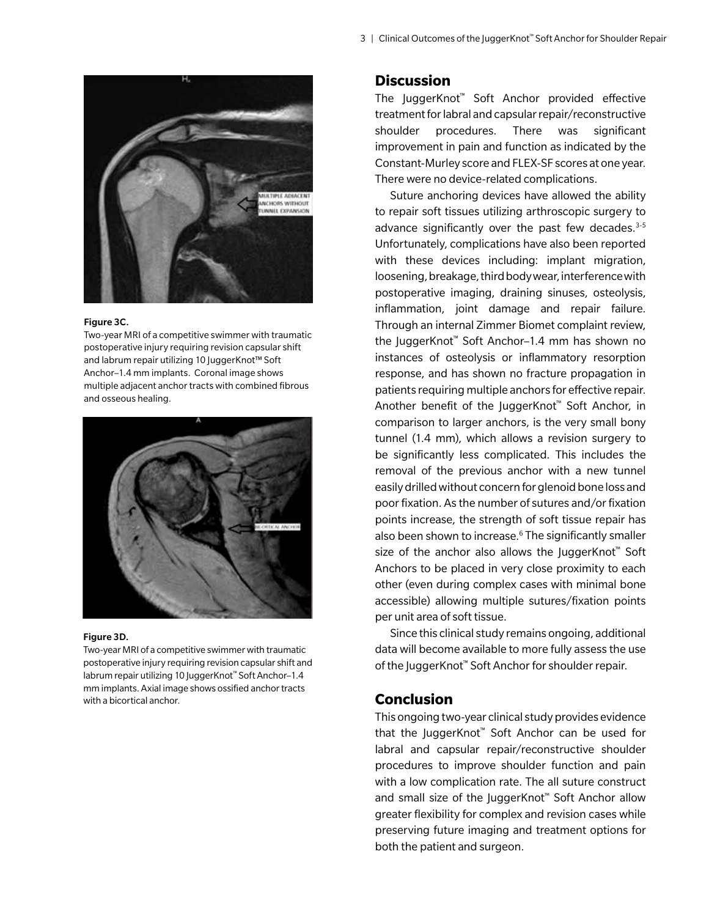**Figure 3C.**
Two-year MRI of a competitive swimmer with traumatic postoperative injury requiring revision capsular shift and labrum repair utilizing 10 JuggerKnot™ Soft Anchor–1.4 mm implants. Coronal image shows multiple adjacent anchor tracts with combined fibrous and osseous healing.

**Figure 3D.**
Two-year MRI of a competitive swimmer with traumatic postoperative injury requiring revision capsular shift and labrum repair utilizing 10 JuggerKnot™ Soft Anchor–1.4 mm implants. Axial image shows ossified anchor tracts with a bicortical anchor.

## Discussion

The JuggerKnot™ Soft Anchor provided effective treatment for labral and capsular repair/reconstructive shoulder procedures. There was significant improvement in pain and function as indicated by the Constant-Murley score and FLEX-SF scores at one year. There were no device-related complications.

Suture anchoring devices have allowed the ability to repair soft tissues utilizing arthroscopic surgery to advance significantly over the past few decades.[3-5] Unfortunately, complications have also been reported with these devices including: implant migration, loosening, breakage, third body wear, interference with postoperative imaging, draining sinuses, osteolysis, inflammation, joint damage and repair failure. Through an internal Zimmer Biomet complaint review, the JuggerKnot™ Soft Anchor–1.4 mm has shown no instances of osteolysis or inflammatory resorption response, and has shown no fracture propagation in patients requiring multiple anchors for effective repair. Another benefit of the JuggerKnot™ Soft Anchor, in comparison to larger anchors, is the very small bony tunnel (1.4 mm), which allows a revision surgery to be significantly less complicated. This includes the removal of the previous anchor with a new tunnel easily drilled without concern for glenoid bone loss and poor fixation. As the number of sutures and/or fixation points increase, the strength of soft tissue repair has also been shown to increase.[6] The significantly smaller size of the anchor also allows the JuggerKnot™ Soft Anchors to be placed in very close proximity to each other (even during complex cases with minimal bone accessible) allowing multiple sutures/fixation points per unit area of soft tissue.

Since this clinical study remains ongoing, additional data will become available to more fully assess the use of the JuggerKnot™ Soft Anchor for shoulder repair.

## Conclusion

This ongoing two-year clinical study provides evidence that the JuggerKnot™ Soft Anchor can be used for labral and capsular repair/reconstructive shoulder procedures to improve shoulder function and pain with a low complication rate. The all suture construct and small size of the JuggerKnot™ Soft Anchor allow greater flexibility for complex and revision cases while preserving future imaging and treatment options for both the patient and surgeon.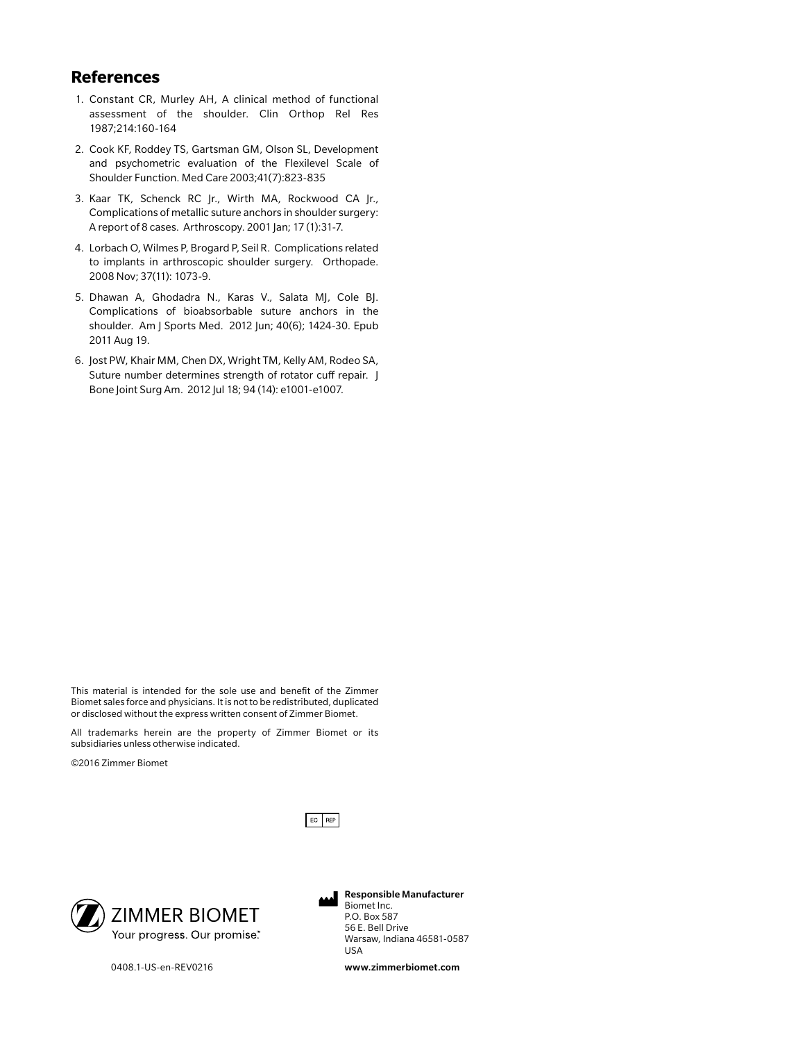## References

1. Constant CR, Murley AH, A clinical method of functional assessment of the shoulder. Clin Orthop Rel Res 1987;214:160-164
2. Cook KF, Roddey TS, Gartsman GM, Olson SL, Development and psychometric evaluation of the Flexilevel Scale of Shoulder Function. Med Care 2003;41(7):823-835
3. Kaar TK, Schenck RC Jr., Wirth MA, Rockwood CA Jr., Complications of metallic suture anchors in shoulder surgery: A report of 8 cases. Arthroscopy. 2001 Jan; 17 (1):31-7.
4. Lorbach O, Wilmes P, Brogard P, Seil R. Complications related to implants in arthroscopic shoulder surgery. Orthopade. 2008 Nov; 37(11): 1073-9.
5. Dhawan A, Ghodadra N., Karas V., Salata MJ, Cole BJ. Complications of bioabsorbable suture anchors in the shoulder. Am J Sports Med. 2012 Jun; 40(6); 1424-30. Epub 2011 Aug 19.
6. Jost PW, Khair MM, Chen DX, Wright TM, Kelly AM, Rodeo SA, Suture number determines strength of rotator cuff repair. J Bone Joint Surg Am. 2012 Jul 18; 94 (14): e1001-e1007.

This material is intended for the sole use and benefit of the Zimmer Biomet sales force and physicians. It is not to be redistributed, duplicated or disclosed without the express written consent of Zimmer Biomet.

All trademarks herein are the property of Zimmer Biomet or its subsidiaries unless otherwise indicated.

©2016 Zimmer Biomet

EC REP

ZIMMER BIOMET

Your progress. Our promise.™

**Responsible Manufacturer**
Biomet Inc.
P.O. Box 587
56 E. Bell Drive
Warsaw, Indiana 46581-0587
USA

0408.1-US-en-REV0216

**www.zimmerbiomet.com**